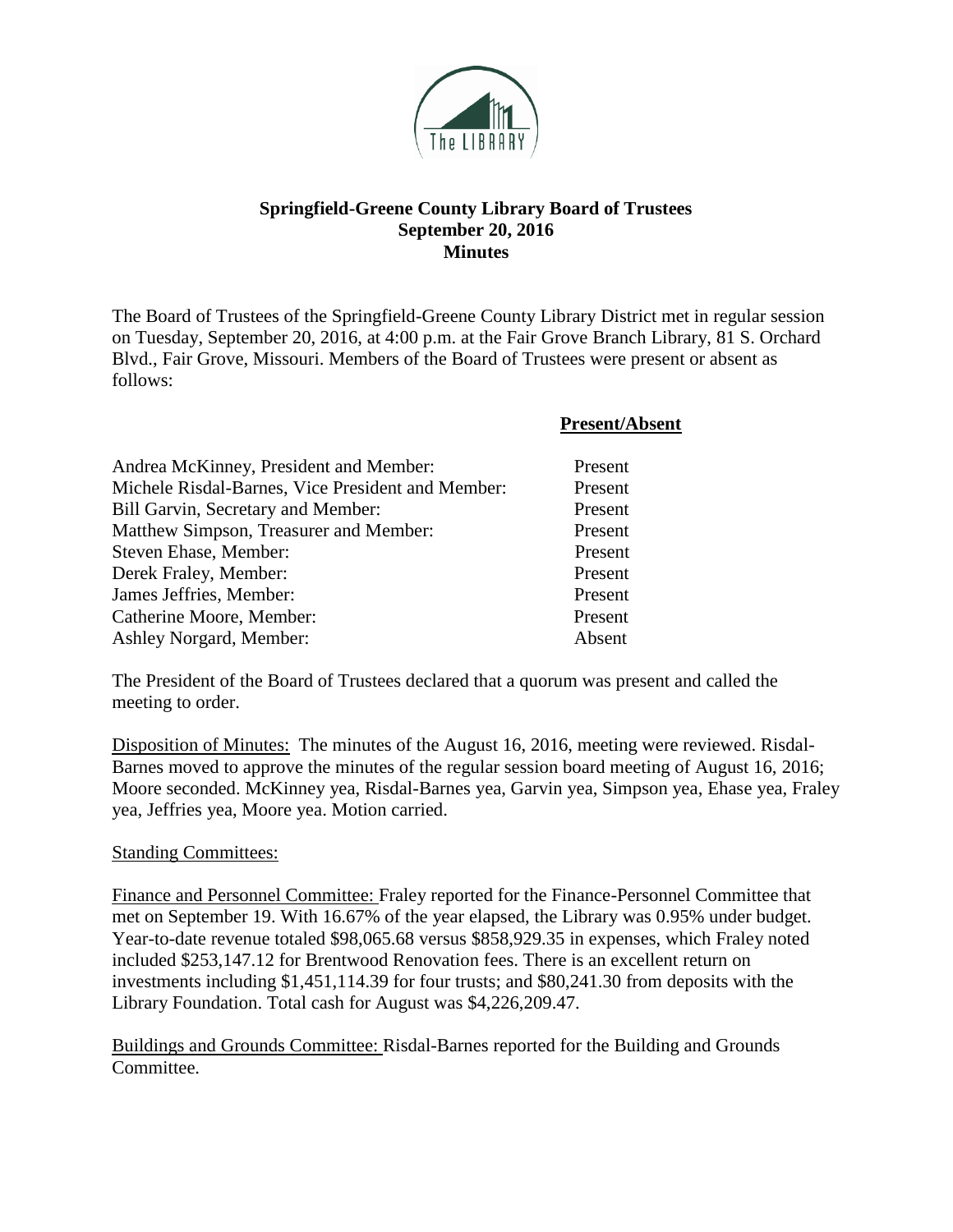# Springfield-Greene County Library Board of Trustees
## September 20, 2016
## Minutes

The Board of Trustees of the Springfield-Greene County Library District met in regular session on Tuesday, September 20, 2016, at 4:00 p.m. at the Fair Grove Branch Library, 81 S. Orchard Blvd., Fair Grove, Missouri. Members of the Board of Trustees were present or absent as follows:

| | **Present/Absent** |
|---|---|
| Andrea McKinney, President and Member: | Present |
| Michele Risdal-Barnes, Vice President and Member: | Present |
| Bill Garvin, Secretary and Member: | Present |
| Matthew Simpson, Treasurer and Member: | Present |
| Steven Ehase, Member: | Present |
| Derek Fraley, Member: | Present |
| James Jeffries, Member: | Present |
| Catherine Moore, Member: | Present |
| Ashley Norgard, Member: | Absent |

The President of the Board of Trustees declared that a quorum was present and called the meeting to order.

Disposition of Minutes: The minutes of the August 16, 2016, meeting were reviewed. Risdal-Barnes moved to approve the minutes of the regular session board meeting of August 16, 2016; Moore seconded. McKinney yea, Risdal-Barnes yea, Garvin yea, Simpson yea, Ehase yea, Fraley yea, Jeffries yea, Moore yea. Motion carried.

Standing Committees:

Finance and Personnel Committee: Fraley reported for the Finance-Personnel Committee that met on September 19. With 16.67% of the year elapsed, the Library was 0.95% under budget. Year-to-date revenue totaled $98,065.68 versus $858,929.35 in expenses, which Fraley noted included $253,147.12 for Brentwood Renovation fees. There is an excellent return on investments including $1,451,114.39 for four trusts; and $80,241.30 from deposits with the Library Foundation. Total cash for August was $4,226,209.47.

Buildings and Grounds Committee: Risdal-Barnes reported for the Building and Grounds Committee.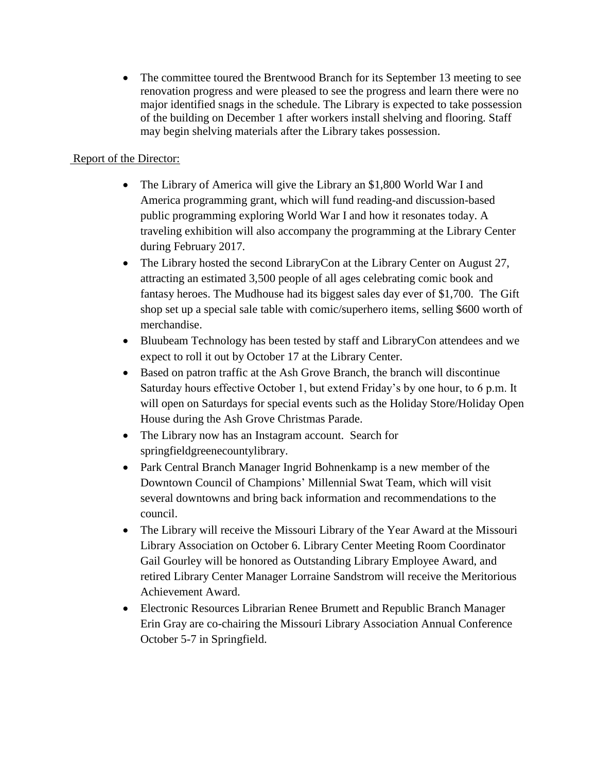- The committee toured the Brentwood Branch for its September 13 meeting to see renovation progress and were pleased to see the progress and learn there were no major identified snags in the schedule. The Library is expected to take possession of the building on December 1 after workers install shelving and flooring. Staff may begin shelving materials after the Library takes possession.

Report of the Director:

- The Library of America will give the Library an $1,800 World War I and America programming grant, which will fund reading-and discussion-based public programming exploring World War I and how it resonates today. A traveling exhibition will also accompany the programming at the Library Center during February 2017.
- The Library hosted the second LibraryCon at the Library Center on August 27, attracting an estimated 3,500 people of all ages celebrating comic book and fantasy heroes. The Mudhouse had its biggest sales day ever of $1,700. The Gift shop set up a special sale table with comic/superhero items, selling $600 worth of merchandise.
- Bluubeam Technology has been tested by staff and LibraryCon attendees and we expect to roll it out by October 17 at the Library Center.
- Based on patron traffic at the Ash Grove Branch, the branch will discontinue Saturday hours effective October 1, but extend Friday's by one hour, to 6 p.m. It will open on Saturdays for special events such as the Holiday Store/Holiday Open House during the Ash Grove Christmas Parade.
- The Library now has an Instagram account. Search for springfieldgreenecountylibrary.
- Park Central Branch Manager Ingrid Bohnenkamp is a new member of the Downtown Council of Champions' Millennial Swat Team, which will visit several downtowns and bring back information and recommendations to the council.
- The Library will receive the Missouri Library of the Year Award at the Missouri Library Association on October 6. Library Center Meeting Room Coordinator Gail Gourley will be honored as Outstanding Library Employee Award, and retired Library Center Manager Lorraine Sandstrom will receive the Meritorious Achievement Award.
- Electronic Resources Librarian Renee Brumett and Republic Branch Manager Erin Gray are co-chairing the Missouri Library Association Annual Conference October 5-7 in Springfield.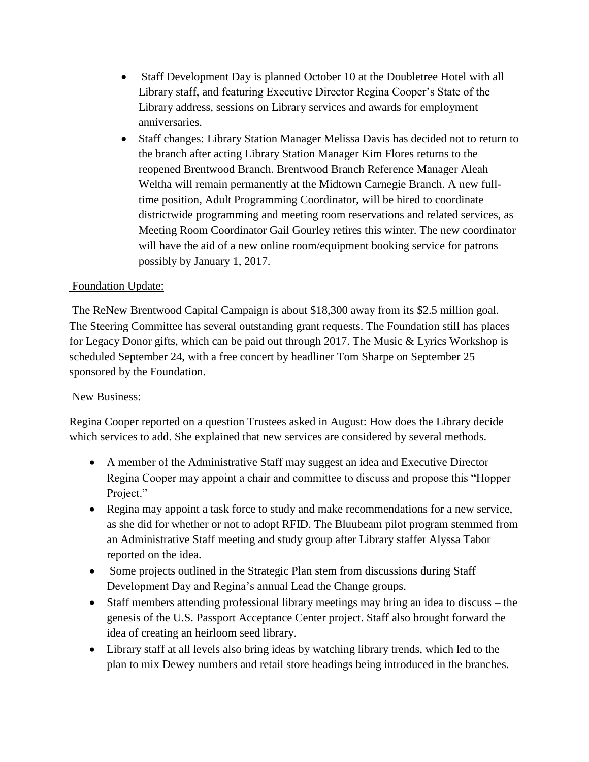- Staff Development Day is planned October 10 at the Doubletree Hotel with all Library staff, and featuring Executive Director Regina Cooper's State of the Library address, sessions on Library services and awards for employment anniversaries.
- Staff changes: Library Station Manager Melissa Davis has decided not to return to the branch after acting Library Station Manager Kim Flores returns to the reopened Brentwood Branch. Brentwood Branch Reference Manager Aleah Weltha will remain permanently at the Midtown Carnegie Branch. A new full-time position, Adult Programming Coordinator, will be hired to coordinate districtwide programming and meeting room reservations and related services, as Meeting Room Coordinator Gail Gourley retires this winter. The new coordinator will have the aid of a new online room/equipment booking service for patrons possibly by January 1, 2017.

Foundation Update:

The ReNew Brentwood Capital Campaign is about $18,300 away from its $2.5 million goal. The Steering Committee has several outstanding grant requests. The Foundation still has places for Legacy Donor gifts, which can be paid out through 2017. The Music & Lyrics Workshop is scheduled September 24, with a free concert by headliner Tom Sharpe on September 25 sponsored by the Foundation.

New Business:

Regina Cooper reported on a question Trustees asked in August: How does the Library decide which services to add. She explained that new services are considered by several methods.

- A member of the Administrative Staff may suggest an idea and Executive Director Regina Cooper may appoint a chair and committee to discuss and propose this "Hopper Project."
- Regina may appoint a task force to study and make recommendations for a new service, as she did for whether or not to adopt RFID. The Bluubeam pilot program stemmed from an Administrative Staff meeting and study group after Library staffer Alyssa Tabor reported on the idea.
- Some projects outlined in the Strategic Plan stem from discussions during Staff Development Day and Regina's annual Lead the Change groups.
- Staff members attending professional library meetings may bring an idea to discuss – the genesis of the U.S. Passport Acceptance Center project. Staff also brought forward the idea of creating an heirloom seed library.
- Library staff at all levels also bring ideas by watching library trends, which led to the plan to mix Dewey numbers and retail store headings being introduced in the branches.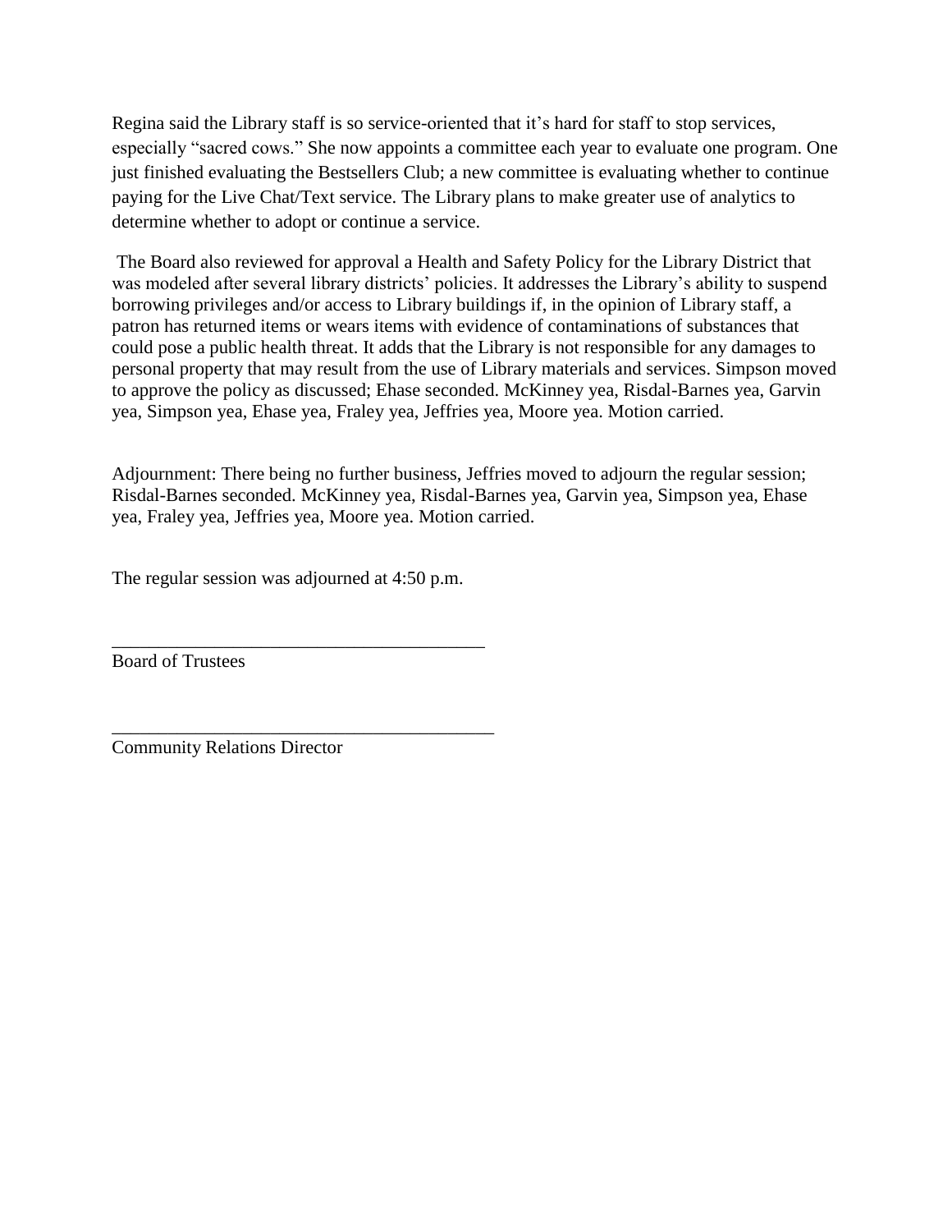Regina said the Library staff is so service-oriented that it's hard for staff to stop services, especially "sacred cows." She now appoints a committee each year to evaluate one program. One just finished evaluating the Bestsellers Club; a new committee is evaluating whether to continue paying for the Live Chat/Text service. The Library plans to make greater use of analytics to determine whether to adopt or continue a service.

The Board also reviewed for approval a Health and Safety Policy for the Library District that was modeled after several library districts' policies. It addresses the Library's ability to suspend borrowing privileges and/or access to Library buildings if, in the opinion of Library staff, a patron has returned items or wears items with evidence of contaminations of substances that could pose a public health threat. It adds that the Library is not responsible for any damages to personal property that may result from the use of Library materials and services. Simpson moved to approve the policy as discussed; Ehase seconded. McKinney yea, Risdal-Barnes yea, Garvin yea, Simpson yea, Ehase yea, Fraley yea, Jeffries yea, Moore yea. Motion carried.

Adjournment: There being no further business, Jeffries moved to adjourn the regular session; Risdal-Barnes seconded. McKinney yea, Risdal-Barnes yea, Garvin yea, Simpson yea, Ehase yea, Fraley yea, Jeffries yea, Moore yea. Motion carried.

The regular session was adjourned at 4:50 p.m.

_________________________________________
Board of Trustees

_________________________________________
Community Relations Director